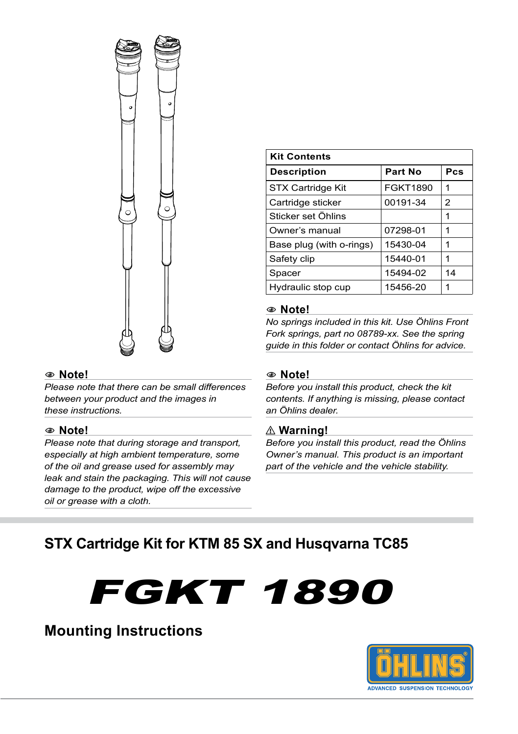| Kit Contents | | |
|---|---|---|
| **Description** | **Part No** | **Pcs** |
| STX Cartridge Kit | FGKT1890 | 1 |
| Cartridge sticker | 00191-34 | 2 |
| Sticker set Öhlins | | 1 |
| Owner's manual | 07298-01 | 1 |
| Base plug (with o-rings) | 15430-04 | 1 |
| Safety clip | 15440-01 | 1 |
| Spacer | 15494-02 | 14 |
| Hydraulic stop cup | 15456-20 | 1 |

**Note!**

*No springs included in this kit. Use Öhlins Front Fork springs, part no 08789-xx. See the spring guide in this folder or contact Öhlins for advice.*

**Note!**

*Please note that there can be small differences between your product and the images in these instructions.*

**Note!**

*Please note that during storage and transport, especially at high ambient temperature, some of the oil and grease used for assembly may leak and stain the packaging. This will not cause damage to the product, wipe off the excessive oil or grease with a cloth.*

**Note!**

*Before you install this product, check the kit contents. If anything is missing, please contact an Öhlins dealer.*

**⚠ Warning!**

*Before you install this product, read the Öhlins Owner's manual. This product is an important part of the vehicle and the vehicle stability.*

## STX Cartridge Kit for KTM 85 SX and Husqvarna TC85

# FGKT 1890

## Mounting Instructions

ÖHLINS
ADVANCED SUSPENSION TECHNOLOGY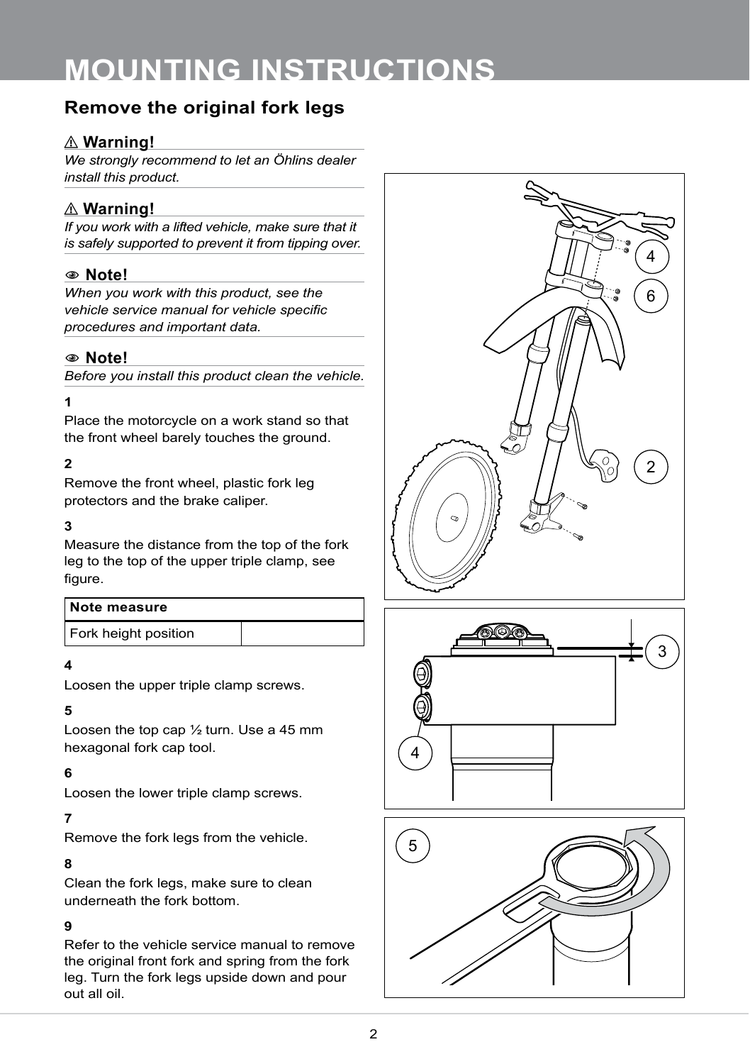# MOUNTING INSTRUCTIONS

## Remove the original fork legs

**⚠ Warning!**

*We strongly recommend to let an Öhlins dealer install this product.*

**⚠ Warning!**

*If you work with a lifted vehicle, make sure that it is safely supported to prevent it from tipping over.*

**Note!**

*When you work with this product, see the vehicle service manual for vehicle specific procedures and important data.*

**Note!**

*Before you install this product clean the vehicle.*

**1**

Place the motorcycle on a work stand so that the front wheel barely touches the ground.

**2**

Remove the front wheel, plastic fork leg protectors and the brake caliper.

**3**

Measure the distance from the top of the fork leg to the top of the upper triple clamp, see figure.

| Note measure | |
|---|---|
| Fork height position | |

**4**

Loosen the upper triple clamp screws.

**5**

Loosen the top cap ½ turn. Use a 45 mm hexagonal fork cap tool.

**6**

Loosen the lower triple clamp screws.

**7**

Remove the fork legs from the vehicle.

**8**

Clean the fork legs, make sure to clean underneath the fork bottom.

**9**

Refer to the vehicle service manual to remove the original front fork and spring from the fork leg. Turn the fork legs upside down and pour out all oil.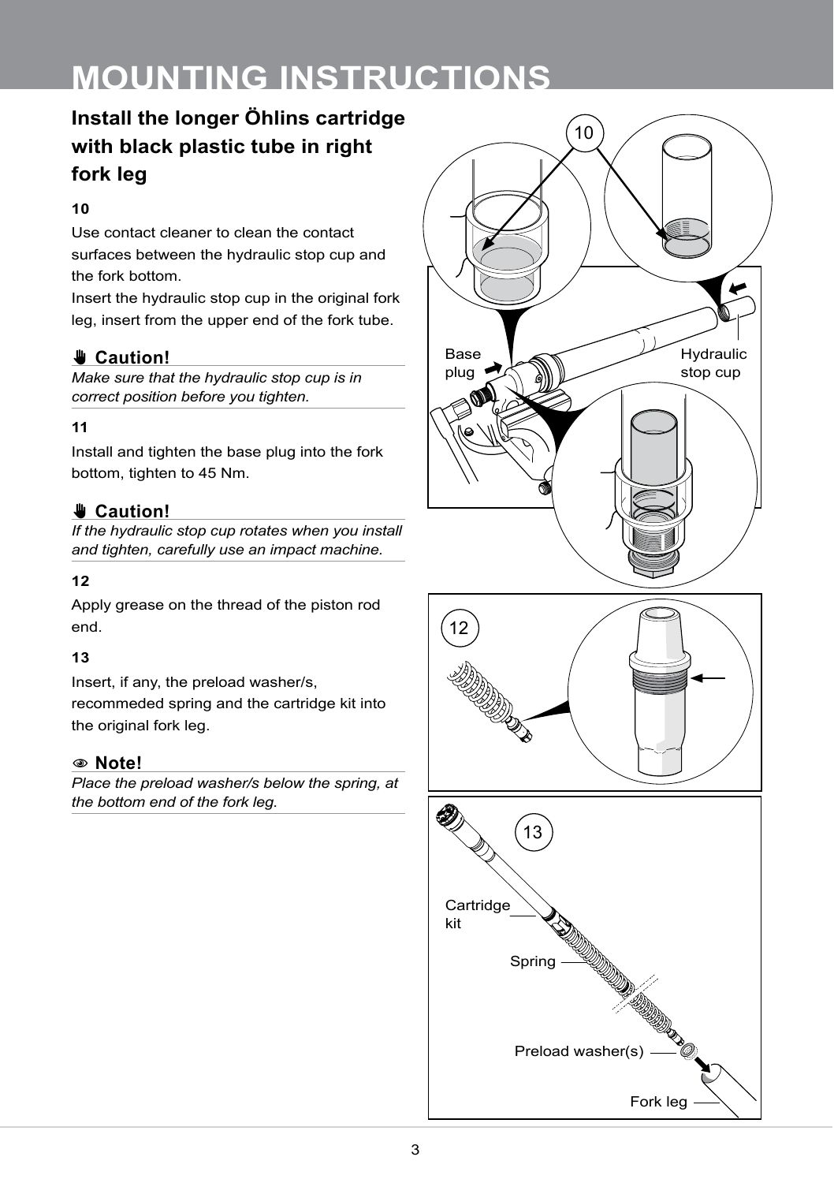# MOUNTING INSTRUCTIONS

## Install the longer Öhlins cartridge with black plastic tube in right fork leg

**10**

Use contact cleaner to clean the contact surfaces between the hydraulic stop cup and the fork bottom.
Insert the hydraulic stop cup in the original fork leg, insert from the upper end of the fork tube.

**✋ Caution!**

*Make sure that the hydraulic stop cup is in correct position before you tighten.*

**11**

Install and tighten the base plug into the fork bottom, tighten to 45 Nm.

**✋ Caution!**

*If the hydraulic stop cup rotates when you install and tighten, carefully use an impact machine.*

**12**

Apply grease on the thread of the piston rod end.

**13**

Insert, if any, the preload washer/s, recommeded spring and the cartridge kit into the original fork leg.

**Note!**

*Place the preload washer/s below the spring, at the bottom end of the fork leg.*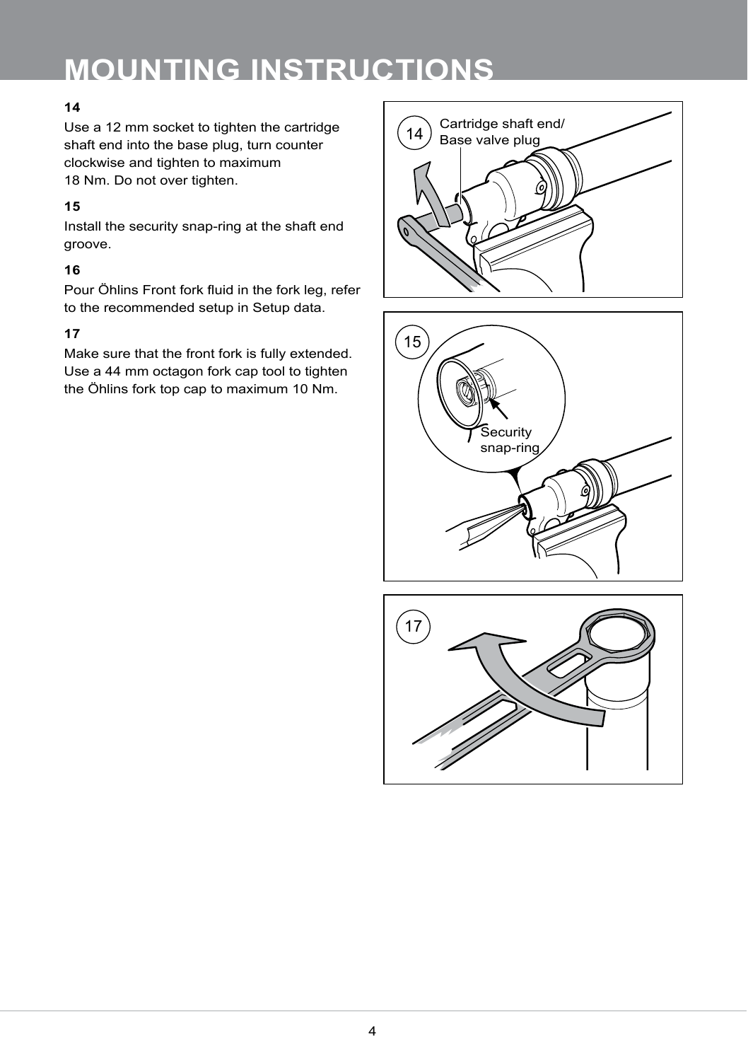# MOUNTING INSTRUCTIONS

**14**

Use a 12 mm socket to tighten the cartridge shaft end into the base plug, turn counter clockwise and tighten to maximum 18 Nm. Do not over tighten.

**15**

Install the security snap-ring at the shaft end groove.

**16**

Pour Öhlins Front fork fluid in the fork leg, refer to the recommended setup in Setup data.

**17**

Make sure that the front fork is fully extended. Use a 44 mm octagon fork cap tool to tighten the Öhlins fork top cap to maximum 10 Nm.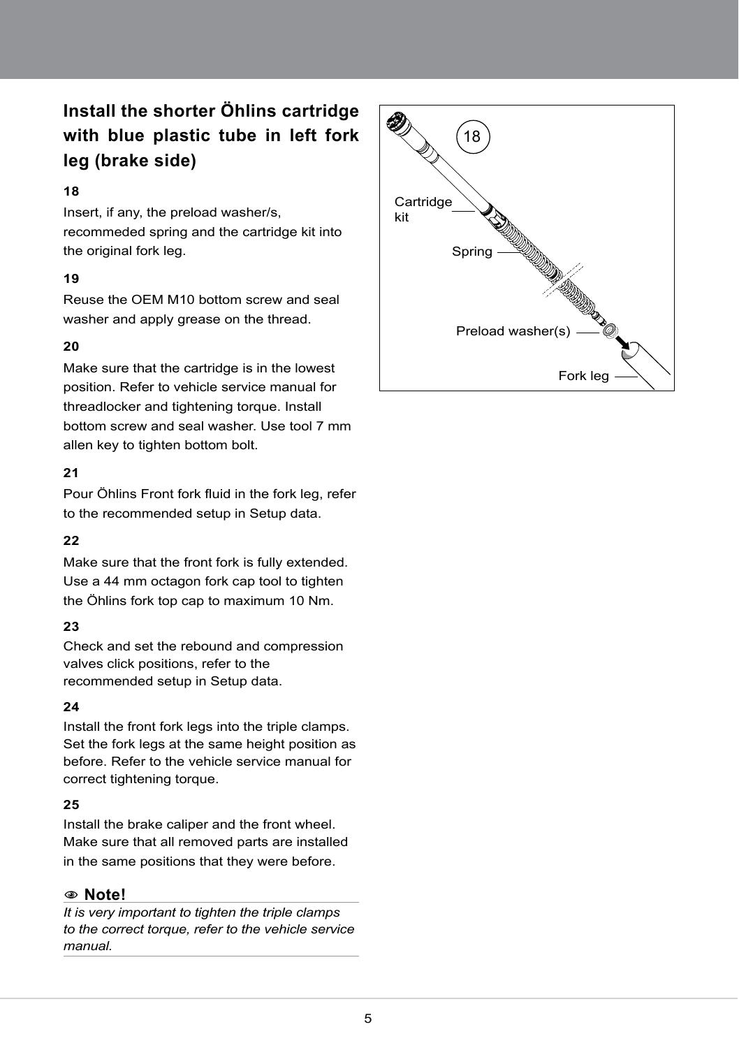## Install the shorter Öhlins cartridge with blue plastic tube in left fork leg (brake side)

**18**

Insert, if any, the preload washer/s, recommeded spring and the cartridge kit into the original fork leg.

**19**

Reuse the OEM M10 bottom screw and seal washer and apply grease on the thread.

**20**

Make sure that the cartridge is in the lowest position. Refer to vehicle service manual for threadlocker and tightening torque. Install bottom screw and seal washer. Use tool 7 mm allen key to tighten bottom bolt.

**21**

Pour Öhlins Front fork fluid in the fork leg, refer to the recommended setup in Setup data.

**22**

Make sure that the front fork is fully extended. Use a 44 mm octagon fork cap tool to tighten the Öhlins fork top cap to maximum 10 Nm.

**23**

Check and set the rebound and compression valves click positions, refer to the recommended setup in Setup data.

**24**

Install the front fork legs into the triple clamps. Set the fork legs at the same height position as before. Refer to the vehicle service manual for correct tightening torque.

**25**

Install the brake caliper and the front wheel. Make sure that all removed parts are installed in the same positions that they were before.

**Note!**

*It is very important to tighten the triple clamps to the correct torque, refer to the vehicle service manual.*

18

Cartridge kit

Spring

Preload washer(s)

Fork leg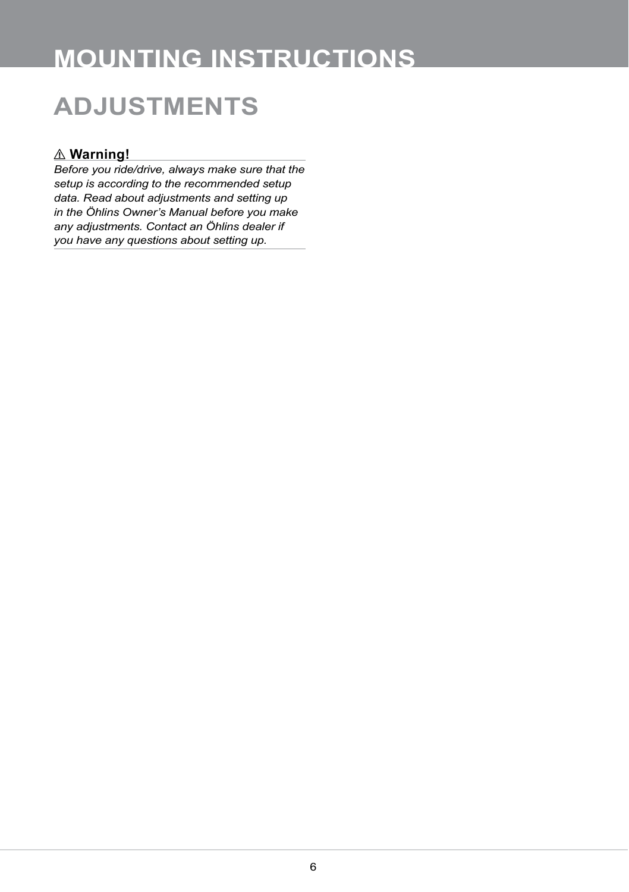# MOUNTING INSTRUCTIONS

## ADJUSTMENTS

⚠ **Warning!**

*Before you ride/drive, always make sure that the setup is according to the recommended setup data. Read about adjustments and setting up in the Öhlins Owner's Manual before you make any adjustments. Contact an Öhlins dealer if you have any questions about setting up.*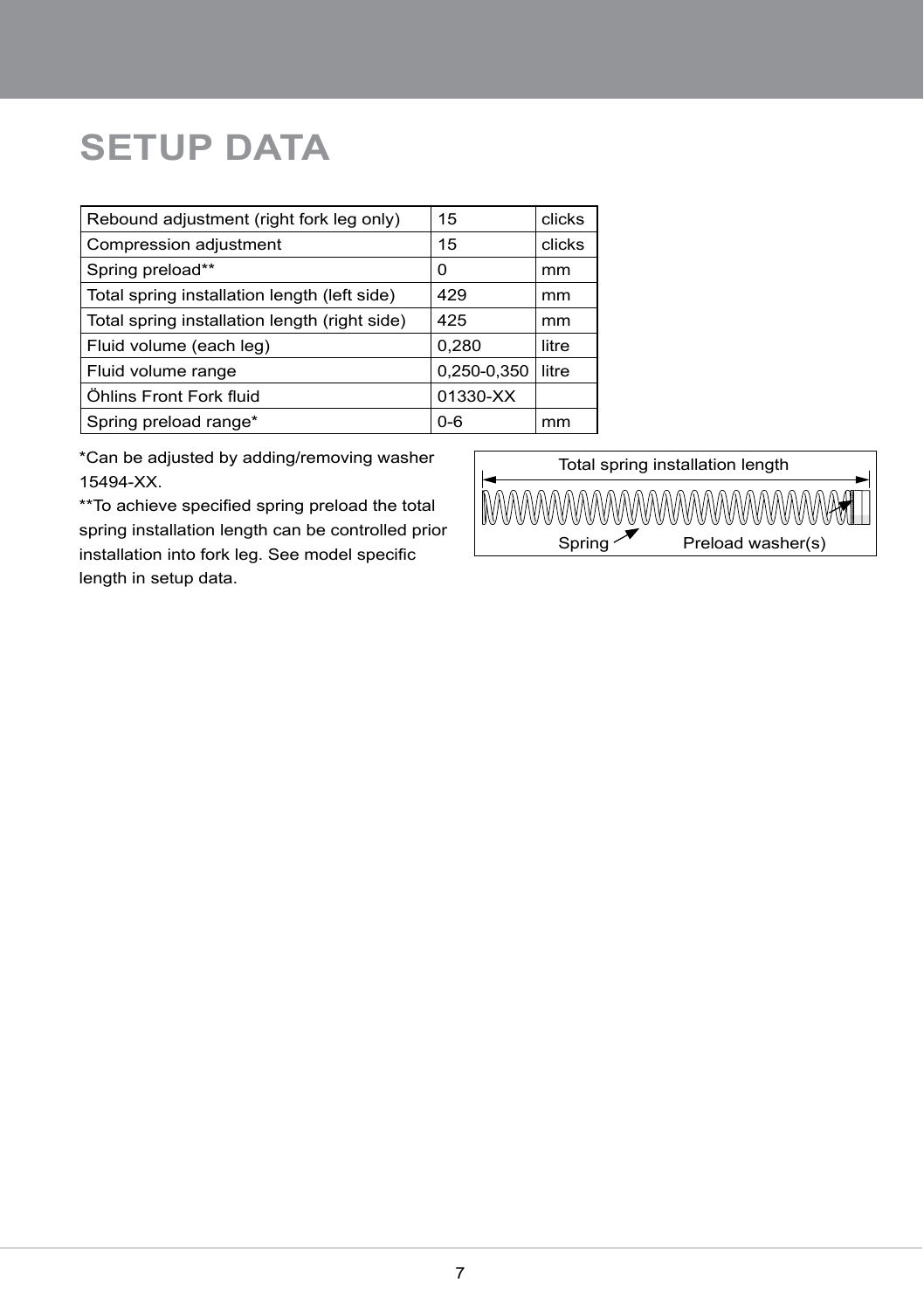# SETUP DATA

| Parameter | Value | Unit |
|---|---|---|
| Rebound adjustment (right fork leg only) | 15 | clicks |
| Compression adjustment | 15 | clicks |
| Spring preload** | 0 | mm |
| Total spring installation length (left side) | 429 | mm |
| Total spring installation length (right side) | 425 | mm |
| Fluid volume (each leg) | 0,280 | litre |
| Fluid volume range | 0,250-0,350 | litre |
| Öhlins Front Fork fluid | 01330-XX | |
| Spring preload range* | 0-6 | mm |

*Can be adjusted by adding/removing washer 15494-XX.

**To achieve specified spring preload the total spring installation length can be controlled prior installation into fork leg. See model specific length in setup data.

Total spring installation length

Spring

Preload washer(s)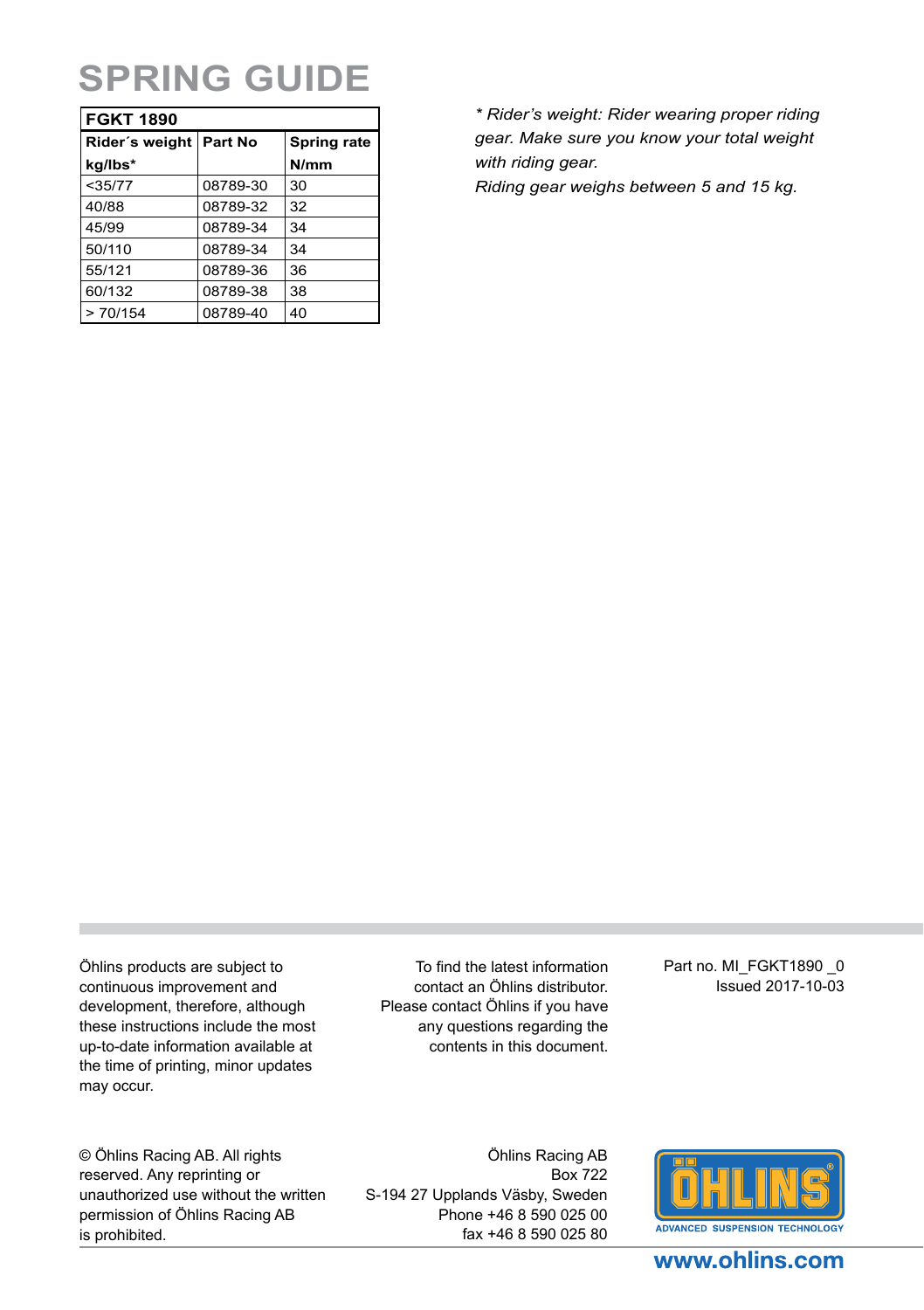# SPRING GUIDE

| FGKT 1890 | | |
|---|---|---|
| **Rider´s weight kg/lbs*** | **Part No** | **Spring rate N/mm** |
| <35/77 | 08789-30 | 30 |
| 40/88 | 08789-32 | 32 |
| 45/99 | 08789-34 | 34 |
| 50/110 | 08789-34 | 34 |
| 55/121 | 08789-36 | 36 |
| 60/132 | 08789-38 | 38 |
| > 70/154 | 08789-40 | 40 |

*\* Rider's weight: Rider wearing proper riding gear. Make sure you know your total weight with riding gear.*
*Riding gear weighs between 5 and 15 kg.*

Öhlins products are subject to continuous improvement and development, therefore, although these instructions include the most up-to-date information available at the time of printing, minor updates may occur.

To find the latest information contact an Öhlins distributor. Please contact Öhlins if you have any questions regarding the contents in this document.

Part no. MI_FGKT1890 _0
Issued 2017-10-03

© Öhlins Racing AB. All rights reserved. Any reprinting or unauthorized use without the written permission of Öhlins Racing AB is prohibited.

Öhlins Racing AB
Box 722
S-194 27 Upplands Väsby, Sweden
Phone +46 8 590 025 00
fax +46 8 590 025 80

ÖHLINS
ADVANCED SUSPENSION TECHNOLOGY

www.ohlins.com